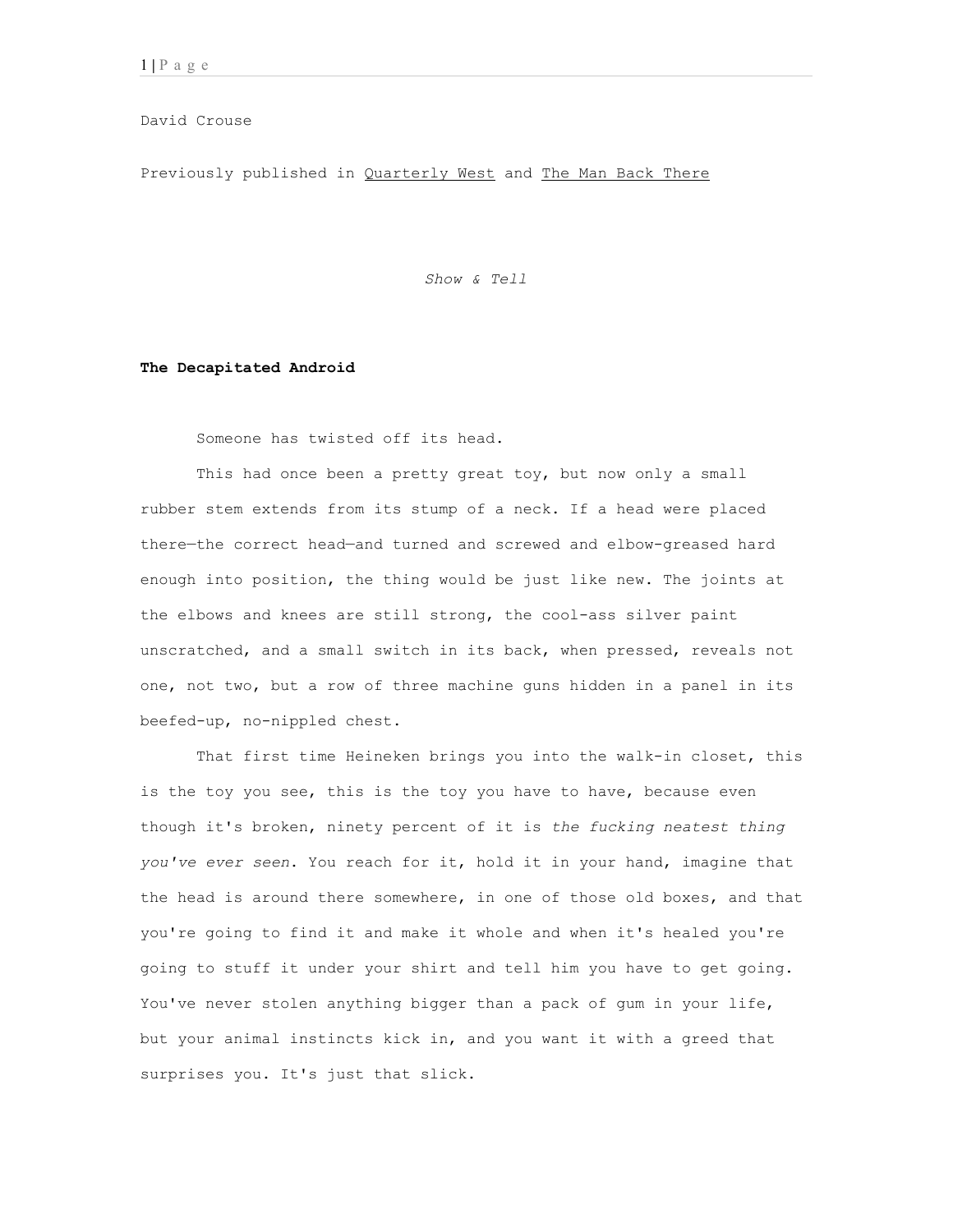David Crouse

Previously published in Quarterly West and The Man Back There

*Show & Tell*

**The Decapitated Android**

Someone has twisted off its head.

This had once been a pretty great toy, but now only a small rubber stem extends from its stump of a neck. If a head were placed there—the correct head—and turned and screwed and elbow-greased hard enough into position, the thing would be just like new. The joints at the elbows and knees are still strong, the cool-ass silver paint unscratched, and a small switch in its back, when pressed, reveals not one, not two, but a row of three machine guns hidden in a panel in its beefed-up, no-nippled chest.

That first time Heineken brings you into the walk-in closet, this is the toy you see, this is the toy you have to have, because even though it's broken, ninety percent of it is *the fucking neatest thing you've ever seen*. You reach for it, hold it in your hand, imagine that the head is around there somewhere, in one of those old boxes, and that you're going to find it and make it whole and when it's healed you're going to stuff it under your shirt and tell him you have to get going. You've never stolen anything bigger than a pack of gum in your life, but your animal instincts kick in, and you want it with a greed that surprises you. It's just that slick.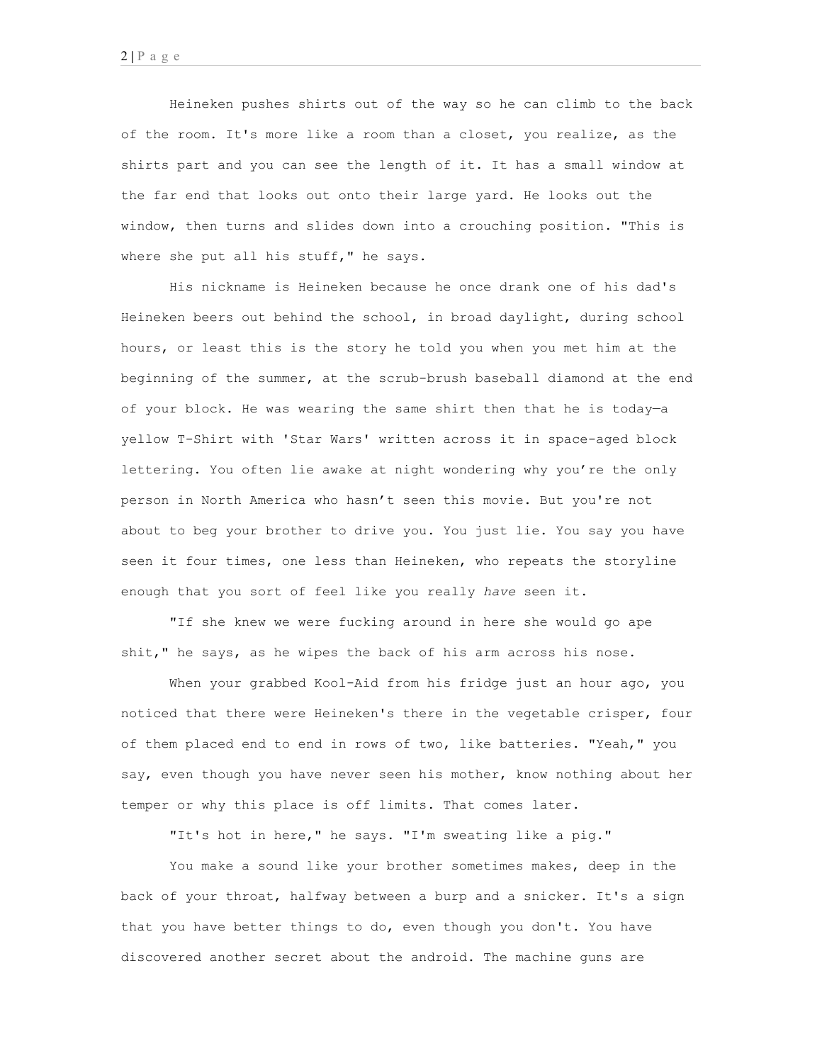Heineken pushes shirts out of the way so he can climb to the back of the room. It's more like a room than a closet, you realize, as the shirts part and you can see the length of it. It has a small window at the far end that looks out onto their large yard. He looks out the window, then turns and slides down into a crouching position. "This is where she put all his stuff," he says.

His nickname is Heineken because he once drank one of his dad's Heineken beers out behind the school, in broad daylight, during school hours, or least this is the story he told you when you met him at the beginning of the summer, at the scrub-brush baseball diamond at the end of your block. He was wearing the same shirt then that he is today—a yellow T-Shirt with 'Star Wars' written across it in space-aged block lettering. You often lie awake at night wondering why you're the only person in North America who hasn't seen this movie. But you're not about to beg your brother to drive you. You just lie. You say you have seen it four times, one less than Heineken, who repeats the storyline enough that you sort of feel like you really *have* seen it.

"If she knew we were fucking around in here she would go ape shit," he says, as he wipes the back of his arm across his nose.

When your grabbed Kool-Aid from his fridge just an hour ago, you noticed that there were Heineken's there in the vegetable crisper, four of them placed end to end in rows of two, like batteries. "Yeah," you say, even though you have never seen his mother, know nothing about her temper or why this place is off limits. That comes later.

"It's hot in here," he says. "I'm sweating like a pig."

You make a sound like your brother sometimes makes, deep in the back of your throat, halfway between a burp and a snicker. It's a sign that you have better things to do, even though you don't. You have discovered another secret about the android. The machine guns are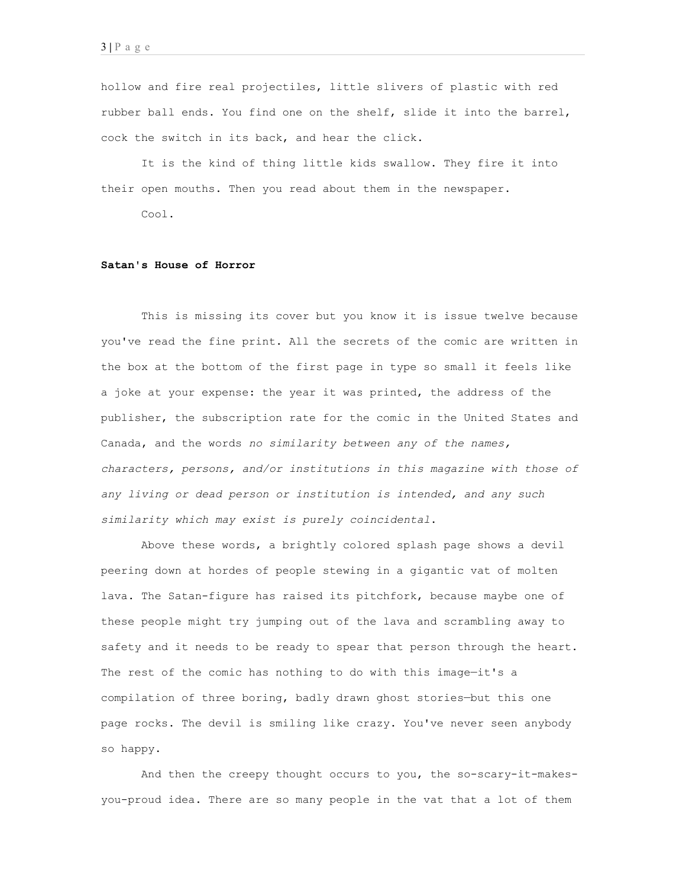hollow and fire real projectiles, little slivers of plastic with red rubber ball ends. You find one on the shelf, slide it into the barrel, cock the switch in its back, and hear the click.

It is the kind of thing little kids swallow. They fire it into their open mouths. Then you read about them in the newspaper.

Cool.

**Satan's House of Horror**

This is missing its cover but you know it is issue twelve because you've read the fine print. All the secrets of the comic are written in the box at the bottom of the first page in type so small it feels like a joke at your expense: the year it was printed, the address of the publisher, the subscription rate for the comic in the United States and Canada, and the words *no similarity between any of the names, characters, persons, and/or institutions in this magazine with those of any living or dead person or institution is intended, and any such similarity which may exist is purely coincidental*.

Above these words, a brightly colored splash page shows a devil peering down at hordes of people stewing in a gigantic vat of molten lava. The Satan-figure has raised its pitchfork, because maybe one of these people might try jumping out of the lava and scrambling away to safety and it needs to be ready to spear that person through the heart. The rest of the comic has nothing to do with this image—it's a compilation of three boring, badly drawn ghost stories—but this one page rocks. The devil is smiling like crazy. You've never seen anybody so happy.

And then the creepy thought occurs to you, the so-scary-it-makes-you-proud idea. There are so many people in the vat that a lot of them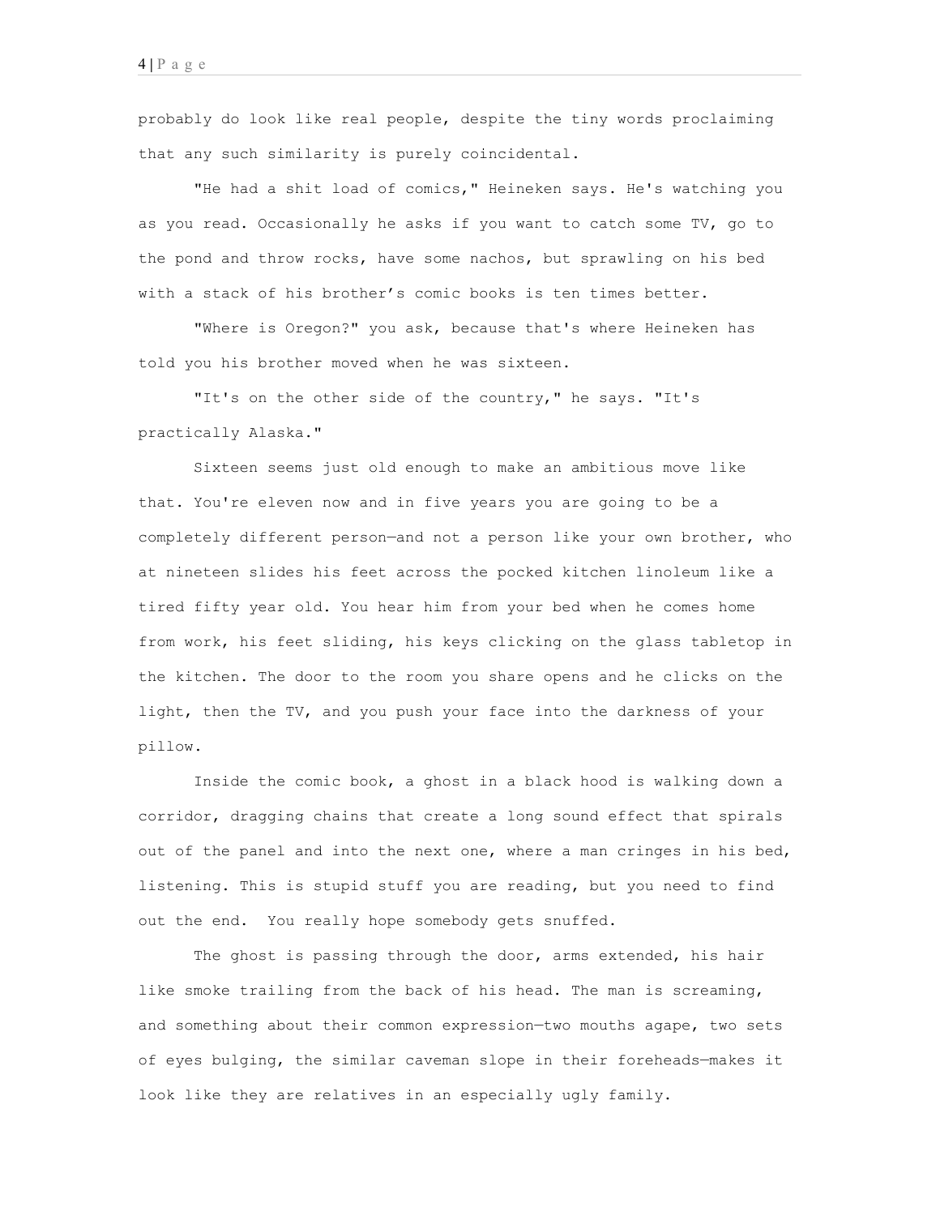probably do look like real people, despite the tiny words proclaiming that any such similarity is purely coincidental.

"He had a shit load of comics," Heineken says. He's watching you as you read. Occasionally he asks if you want to catch some TV, go to the pond and throw rocks, have some nachos, but sprawling on his bed with a stack of his brother's comic books is ten times better.

"Where is Oregon?" you ask, because that's where Heineken has told you his brother moved when he was sixteen.

"It's on the other side of the country," he says. "It's practically Alaska."

Sixteen seems just old enough to make an ambitious move like that. You're eleven now and in five years you are going to be a completely different person—and not a person like your own brother, who at nineteen slides his feet across the pocked kitchen linoleum like a tired fifty year old. You hear him from your bed when he comes home from work, his feet sliding, his keys clicking on the glass tabletop in the kitchen. The door to the room you share opens and he clicks on the light, then the TV, and you push your face into the darkness of your pillow.

Inside the comic book, a ghost in a black hood is walking down a corridor, dragging chains that create a long sound effect that spirals out of the panel and into the next one, where a man cringes in his bed, listening. This is stupid stuff you are reading, but you need to find out the end. You really hope somebody gets snuffed.

The ghost is passing through the door, arms extended, his hair like smoke trailing from the back of his head. The man is screaming, and something about their common expression—two mouths agape, two sets of eyes bulging, the similar caveman slope in their foreheads—makes it look like they are relatives in an especially ugly family.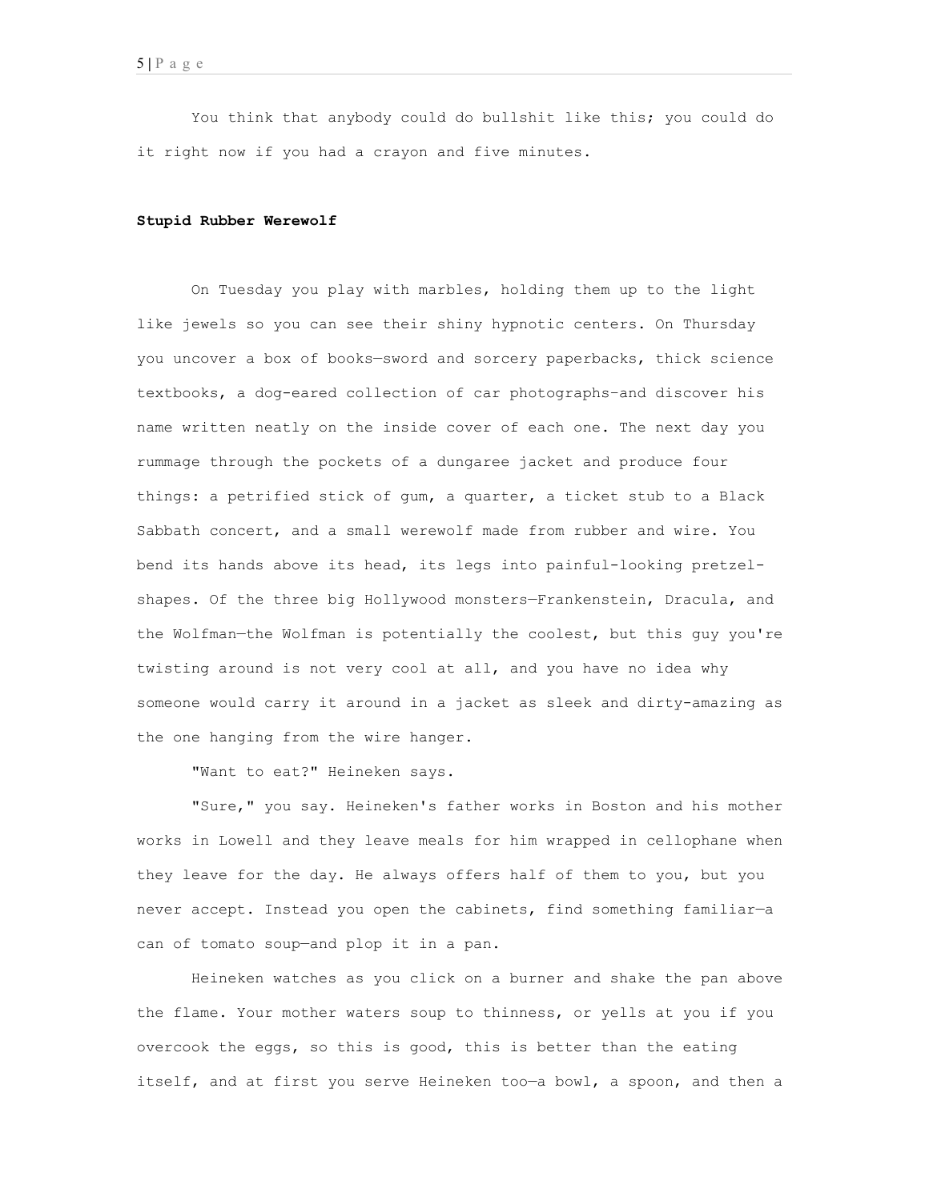You think that anybody could do bullshit like this; you could do it right now if you had a crayon and five minutes.

**Stupid Rubber Werewolf**

On Tuesday you play with marbles, holding them up to the light like jewels so you can see their shiny hypnotic centers. On Thursday you uncover a box of books—sword and sorcery paperbacks, thick science textbooks, a dog-eared collection of car photographs–and discover his name written neatly on the inside cover of each one. The next day you rummage through the pockets of a dungaree jacket and produce four things: a petrified stick of gum, a quarter, a ticket stub to a Black Sabbath concert, and a small werewolf made from rubber and wire. You bend its hands above its head, its legs into painful-looking pretzel-shapes. Of the three big Hollywood monsters—Frankenstein, Dracula, and the Wolfman—the Wolfman is potentially the coolest, but this guy you're twisting around is not very cool at all, and you have no idea why someone would carry it around in a jacket as sleek and dirty-amazing as the one hanging from the wire hanger.

"Want to eat?" Heineken says.

"Sure," you say. Heineken's father works in Boston and his mother works in Lowell and they leave meals for him wrapped in cellophane when they leave for the day. He always offers half of them to you, but you never accept. Instead you open the cabinets, find something familiar—a can of tomato soup—and plop it in a pan.

Heineken watches as you click on a burner and shake the pan above the flame. Your mother waters soup to thinness, or yells at you if you overcook the eggs, so this is good, this is better than the eating itself, and at first you serve Heineken too—a bowl, a spoon, and then a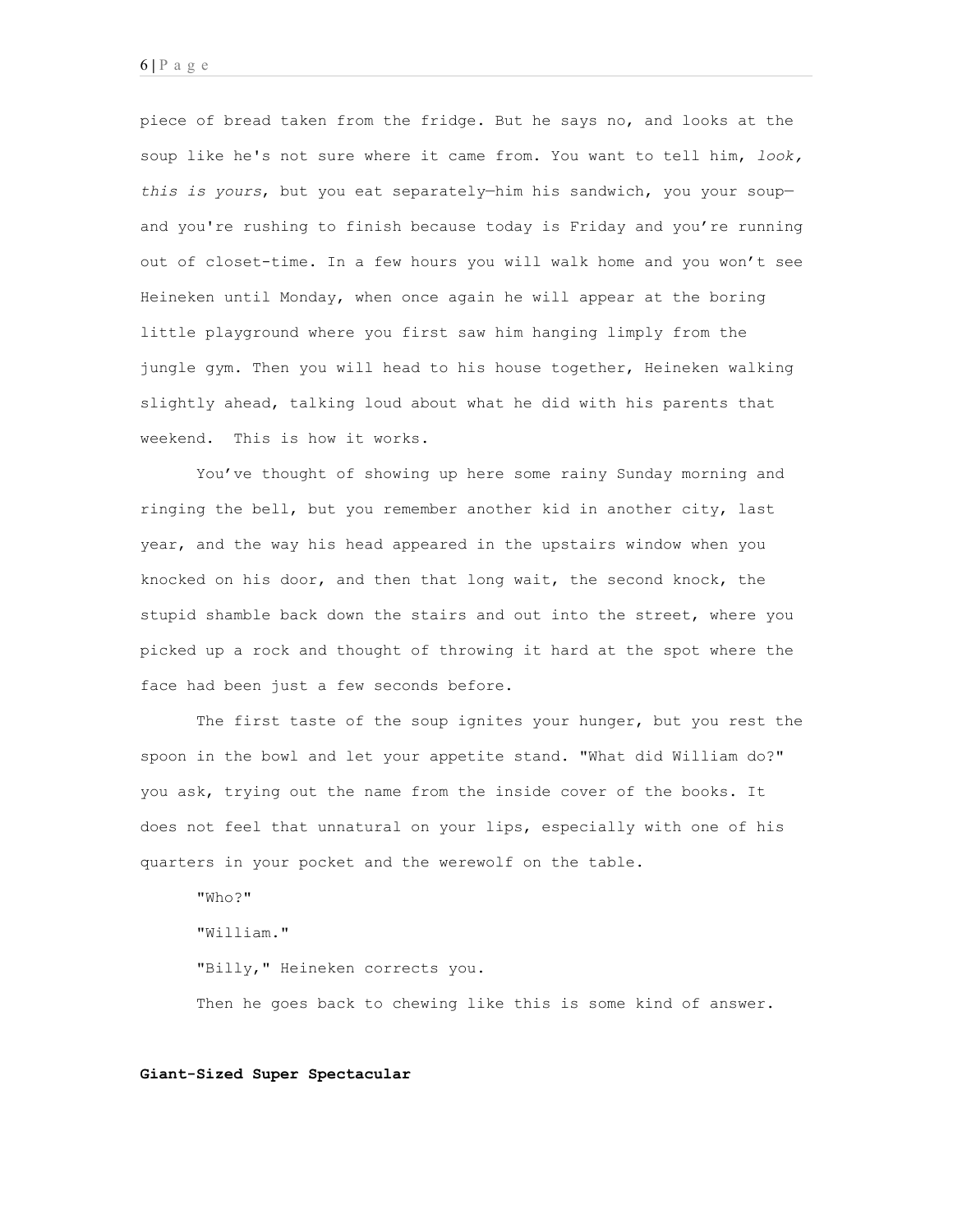piece of bread taken from the fridge. But he says no, and looks at the soup like he's not sure where it came from. You want to tell him, *look, this is yours*, but you eat separately—him his sandwich, you your soup—and you're rushing to finish because today is Friday and you're running out of closet-time. In a few hours you will walk home and you won't see Heineken until Monday, when once again he will appear at the boring little playground where you first saw him hanging limply from the jungle gym. Then you will head to his house together, Heineken walking slightly ahead, talking loud about what he did with his parents that weekend.  This is how it works.

You've thought of showing up here some rainy Sunday morning and ringing the bell, but you remember another kid in another city, last year, and the way his head appeared in the upstairs window when you knocked on his door, and then that long wait, the second knock, the stupid shamble back down the stairs and out into the street, where you picked up a rock and thought of throwing it hard at the spot where the face had been just a few seconds before.

The first taste of the soup ignites your hunger, but you rest the spoon in the bowl and let your appetite stand. "What did William do?" you ask, trying out the name from the inside cover of the books. It does not feel that unnatural on your lips, especially with one of his quarters in your pocket and the werewolf on the table.

"Who?"

"William."

"Billy," Heineken corrects you.

Then he goes back to chewing like this is some kind of answer.

**Giant-Sized Super Spectacular**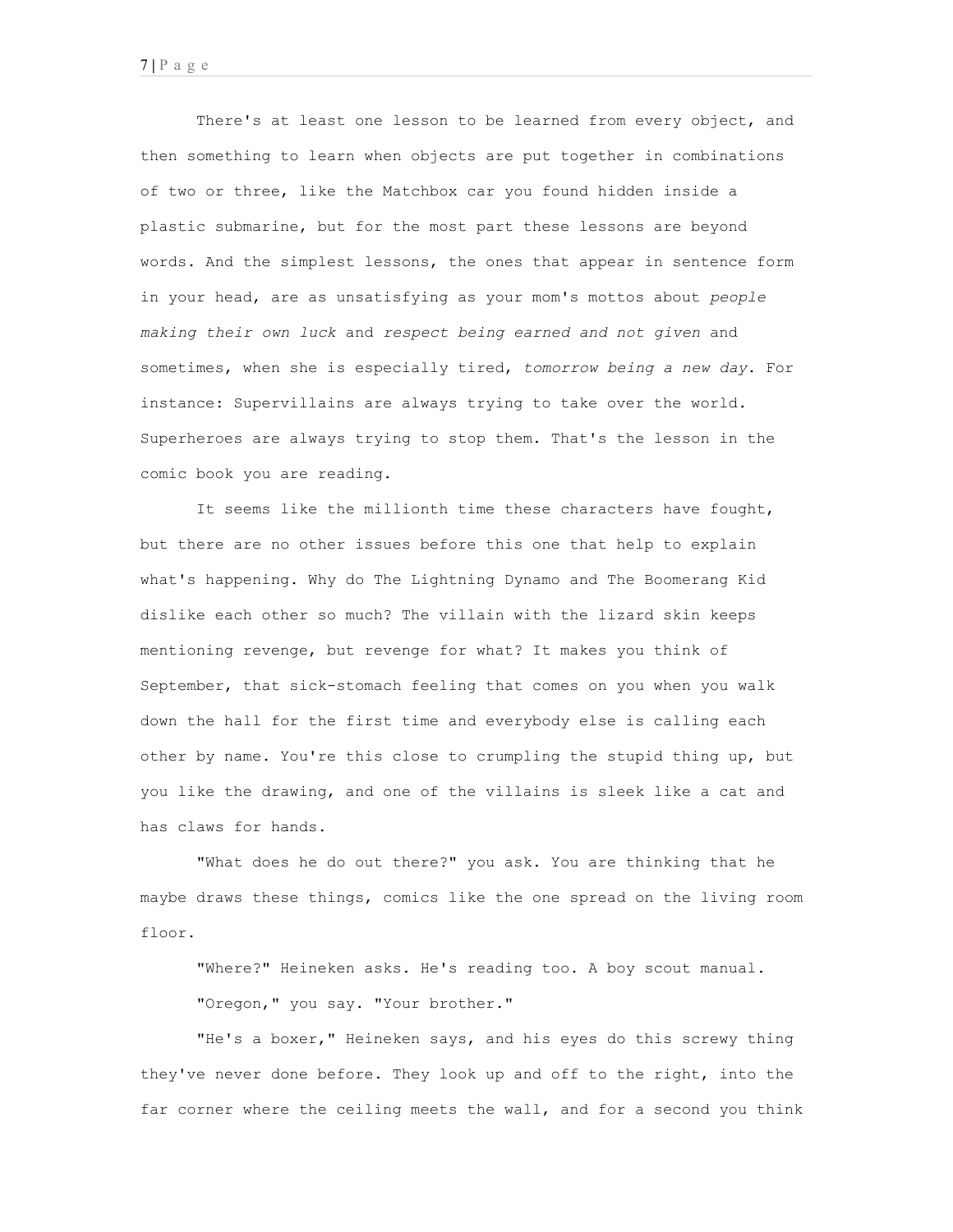There's at least one lesson to be learned from every object, and then something to learn when objects are put together in combinations of two or three, like the Matchbox car you found hidden inside a plastic submarine, but for the most part these lessons are beyond words. And the simplest lessons, the ones that appear in sentence form in your head, are as unsatisfying as your mom's mottos about *people making their own luck* and *respect being earned and not given* and sometimes, when she is especially tired, *tomorrow being a new day*. For instance: Supervillains are always trying to take over the world. Superheroes are always trying to stop them. That's the lesson in the comic book you are reading.

It seems like the millionth time these characters have fought, but there are no other issues before this one that help to explain what's happening. Why do The Lightning Dynamo and The Boomerang Kid dislike each other so much? The villain with the lizard skin keeps mentioning revenge, but revenge for what? It makes you think of September, that sick-stomach feeling that comes on you when you walk down the hall for the first time and everybody else is calling each other by name. You're this close to crumpling the stupid thing up, but you like the drawing, and one of the villains is sleek like a cat and has claws for hands.

"What does he do out there?" you ask. You are thinking that he maybe draws these things, comics like the one spread on the living room floor.

"Where?" Heineken asks. He's reading too. A boy scout manual.

"Oregon," you say. "Your brother."

"He's a boxer," Heineken says, and his eyes do this screwy thing they've never done before. They look up and off to the right, into the far corner where the ceiling meets the wall, and for a second you think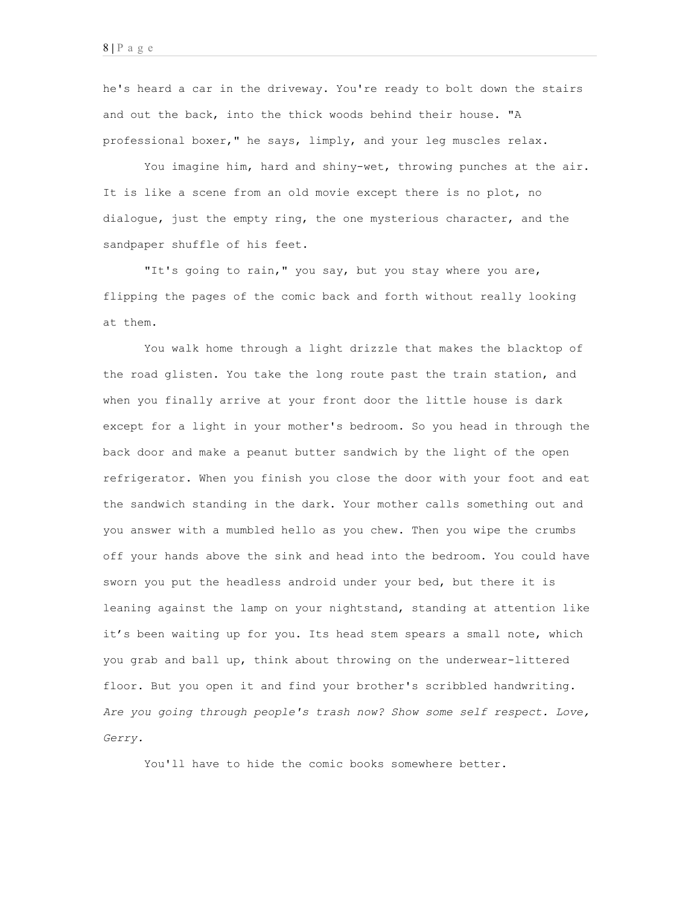he's heard a car in the driveway. You're ready to bolt down the stairs and out the back, into the thick woods behind their house. "A professional boxer," he says, limply, and your leg muscles relax.

You imagine him, hard and shiny-wet, throwing punches at the air. It is like a scene from an old movie except there is no plot, no dialogue, just the empty ring, the one mysterious character, and the sandpaper shuffle of his feet.

"It's going to rain," you say, but you stay where you are, flipping the pages of the comic back and forth without really looking at them.

You walk home through a light drizzle that makes the blacktop of the road glisten. You take the long route past the train station, and when you finally arrive at your front door the little house is dark except for a light in your mother's bedroom. So you head in through the back door and make a peanut butter sandwich by the light of the open refrigerator. When you finish you close the door with your foot and eat the sandwich standing in the dark. Your mother calls something out and you answer with a mumbled hello as you chew. Then you wipe the crumbs off your hands above the sink and head into the bedroom. You could have sworn you put the headless android under your bed, but there it is leaning against the lamp on your nightstand, standing at attention like it's been waiting up for you. Its head stem spears a small note, which you grab and ball up, think about throwing on the underwear-littered floor. But you open it and find your brother's scribbled handwriting. *Are you going through people's trash now? Show some self respect. Love, Gerry.*

You'll have to hide the comic books somewhere better.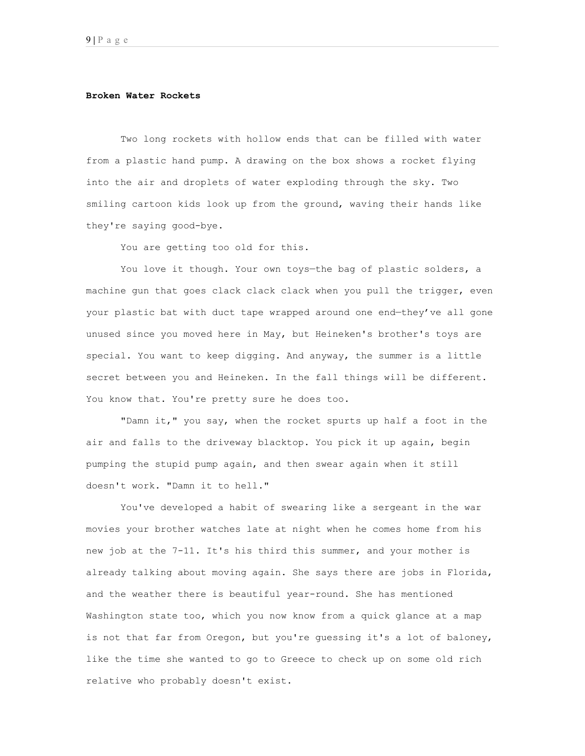**Broken Water Rockets**

Two long rockets with hollow ends that can be filled with water from a plastic hand pump. A drawing on the box shows a rocket flying into the air and droplets of water exploding through the sky. Two smiling cartoon kids look up from the ground, waving their hands like they're saying good-bye.

You are getting too old for this.

You love it though. Your own toys—the bag of plastic solders, a machine gun that goes clack clack clack when you pull the trigger, even your plastic bat with duct tape wrapped around one end—they've all gone unused since you moved here in May, but Heineken's brother's toys are special. You want to keep digging. And anyway, the summer is a little secret between you and Heineken. In the fall things will be different. You know that. You're pretty sure he does too.

"Damn it," you say, when the rocket spurts up half a foot in the air and falls to the driveway blacktop. You pick it up again, begin pumping the stupid pump again, and then swear again when it still doesn't work. "Damn it to hell."

You've developed a habit of swearing like a sergeant in the war movies your brother watches late at night when he comes home from his new job at the 7-11. It's his third this summer, and your mother is already talking about moving again. She says there are jobs in Florida, and the weather there is beautiful year-round. She has mentioned Washington state too, which you now know from a quick glance at a map is not that far from Oregon, but you're guessing it's a lot of baloney, like the time she wanted to go to Greece to check up on some old rich relative who probably doesn't exist.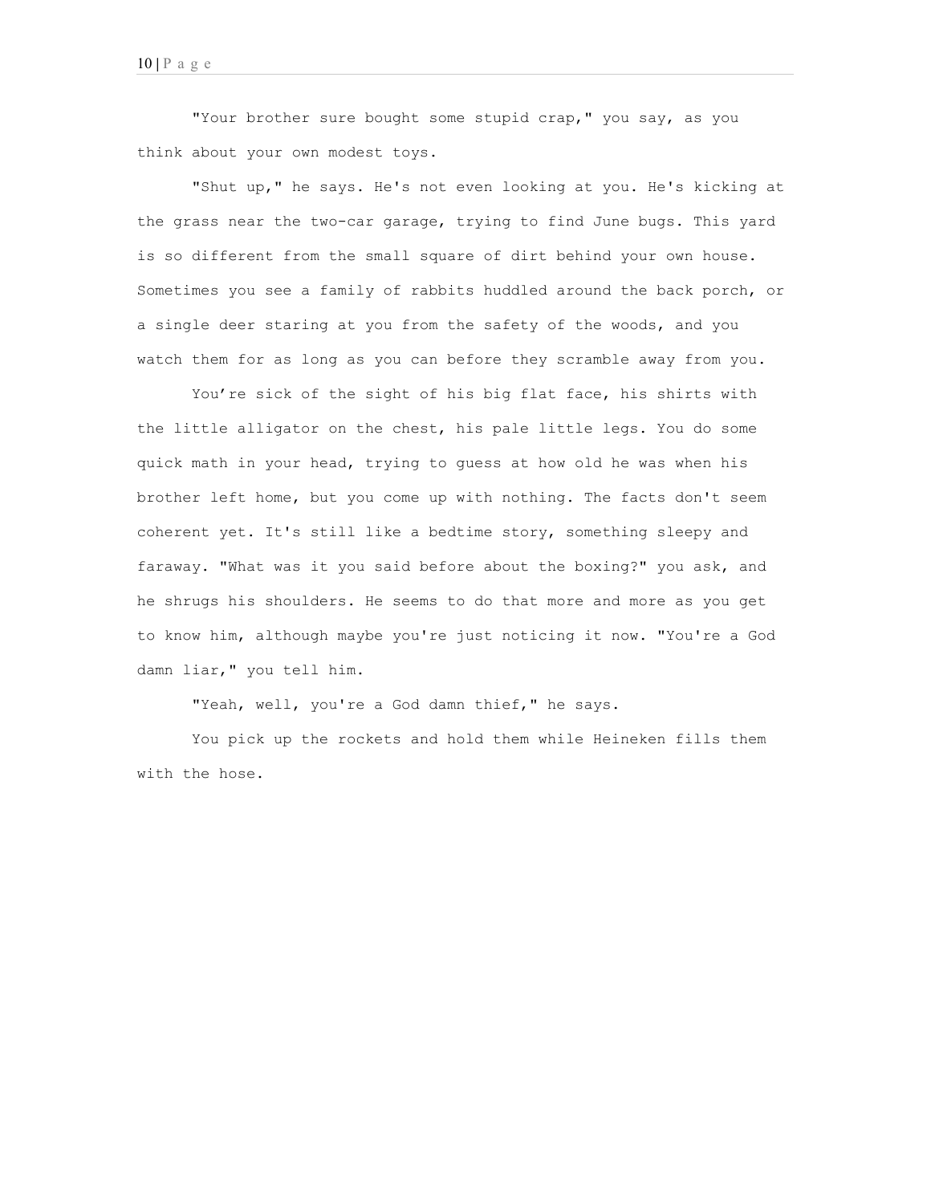"Your brother sure bought some stupid crap," you say, as you think about your own modest toys.

"Shut up," he says. He's not even looking at you. He's kicking at the grass near the two-car garage, trying to find June bugs. This yard is so different from the small square of dirt behind your own house. Sometimes you see a family of rabbits huddled around the back porch, or a single deer staring at you from the safety of the woods, and you watch them for as long as you can before they scramble away from you.

You’re sick of the sight of his big flat face, his shirts with the little alligator on the chest, his pale little legs. You do some quick math in your head, trying to guess at how old he was when his brother left home, but you come up with nothing. The facts don't seem coherent yet. It's still like a bedtime story, something sleepy and faraway. "What was it you said before about the boxing?" you ask, and he shrugs his shoulders. He seems to do that more and more as you get to know him, although maybe you're just noticing it now. "You're a God damn liar," you tell him.

"Yeah, well, you're a God damn thief," he says.

You pick up the rockets and hold them while Heineken fills them with the hose.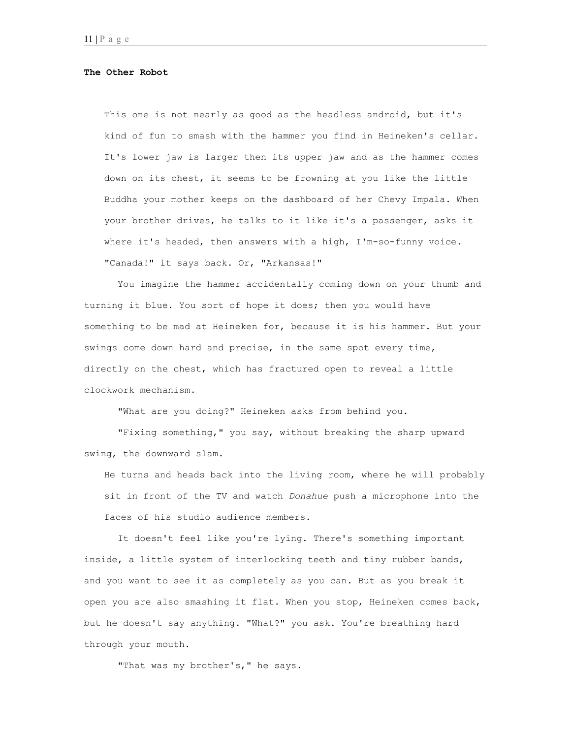**The Other Robot**

This one is not nearly as good as the headless android, but it's kind of fun to smash with the hammer you find in Heineken's cellar. It's lower jaw is larger then its upper jaw and as the hammer comes down on its chest, it seems to be frowning at you like the little Buddha your mother keeps on the dashboard of her Chevy Impala. When your brother drives, he talks to it like it's a passenger, asks it where it's headed, then answers with a high, I'm-so-funny voice. "Canada!" it says back. Or, "Arkansas!"

You imagine the hammer accidentally coming down on your thumb and turning it blue. You sort of hope it does; then you would have something to be mad at Heineken for, because it is his hammer. But your swings come down hard and precise, in the same spot every time, directly on the chest, which has fractured open to reveal a little clockwork mechanism.

"What are you doing?" Heineken asks from behind you.

"Fixing something," you say, without breaking the sharp upward swing, the downward slam.

He turns and heads back into the living room, where he will probably sit in front of the TV and watch *Donahue* push a microphone into the faces of his studio audience members.

It doesn't feel like you're lying. There's something important inside, a little system of interlocking teeth and tiny rubber bands, and you want to see it as completely as you can. But as you break it open you are also smashing it flat. When you stop, Heineken comes back, but he doesn't say anything. "What?" you ask. You're breathing hard through your mouth.

"That was my brother's," he says.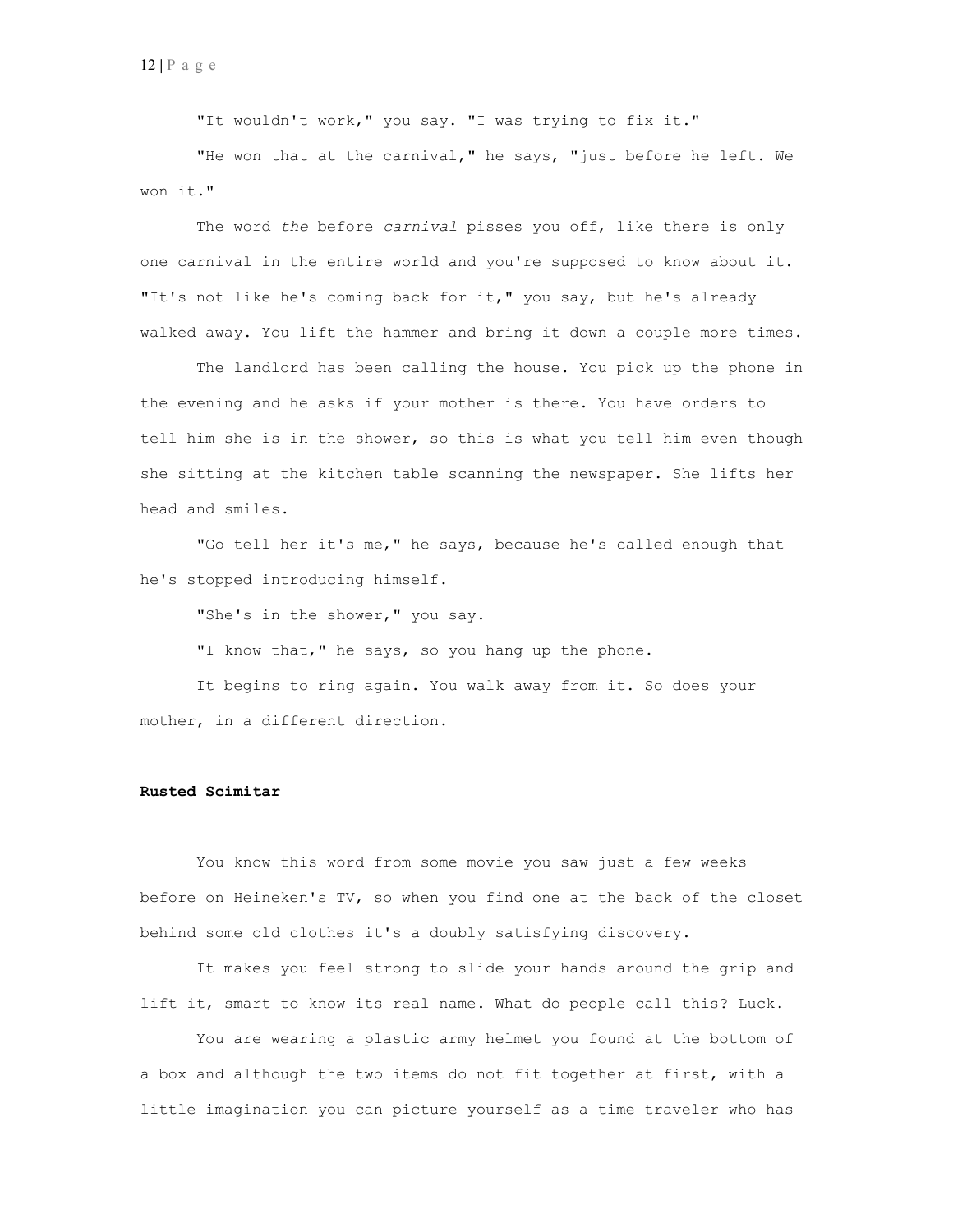"It wouldn't work," you say. "I was trying to fix it."

"He won that at the carnival," he says, "just before he left. We won it."

The word *the* before *carnival* pisses you off, like there is only one carnival in the entire world and you're supposed to know about it. "It's not like he's coming back for it," you say, but he's already walked away. You lift the hammer and bring it down a couple more times.

The landlord has been calling the house. You pick up the phone in the evening and he asks if your mother is there. You have orders to tell him she is in the shower, so this is what you tell him even though she sitting at the kitchen table scanning the newspaper. She lifts her head and smiles.

"Go tell her it's me," he says, because he's called enough that he's stopped introducing himself.

"She's in the shower," you say.

"I know that," he says, so you hang up the phone.

It begins to ring again. You walk away from it. So does your mother, in a different direction.

**Rusted Scimitar**

You know this word from some movie you saw just a few weeks before on Heineken's TV, so when you find one at the back of the closet behind some old clothes it's a doubly satisfying discovery.

It makes you feel strong to slide your hands around the grip and lift it, smart to know its real name. What do people call this? Luck.

You are wearing a plastic army helmet you found at the bottom of a box and although the two items do not fit together at first, with a little imagination you can picture yourself as a time traveler who has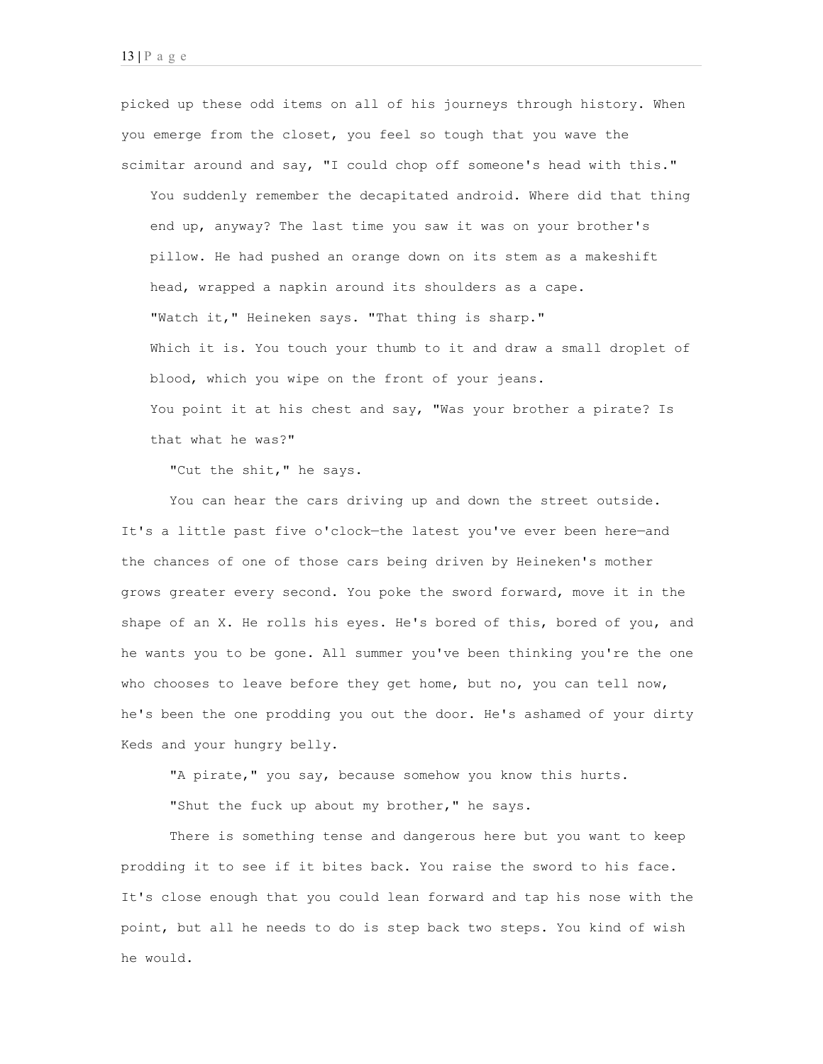picked up these odd items on all of his journeys through history. When you emerge from the closet, you feel so tough that you wave the scimitar around and say, "I could chop off someone's head with this."

You suddenly remember the decapitated android. Where did that thing end up, anyway? The last time you saw it was on your brother's pillow. He had pushed an orange down on its stem as a makeshift head, wrapped a napkin around its shoulders as a cape.

"Watch it," Heineken says. "That thing is sharp."

Which it is. You touch your thumb to it and draw a small droplet of blood, which you wipe on the front of your jeans.

You point it at his chest and say, "Was your brother a pirate? Is that what he was?"

"Cut the shit," he says.

You can hear the cars driving up and down the street outside. It's a little past five o'clock—the latest you've ever been here—and the chances of one of those cars being driven by Heineken's mother grows greater every second. You poke the sword forward, move it in the shape of an X. He rolls his eyes. He's bored of this, bored of you, and he wants you to be gone. All summer you've been thinking you're the one who chooses to leave before they get home, but no, you can tell now, he's been the one prodding you out the door. He's ashamed of your dirty Keds and your hungry belly.

"A pirate," you say, because somehow you know this hurts.

"Shut the fuck up about my brother," he says.

There is something tense and dangerous here but you want to keep prodding it to see if it bites back. You raise the sword to his face. It's close enough that you could lean forward and tap his nose with the point, but all he needs to do is step back two steps. You kind of wish he would.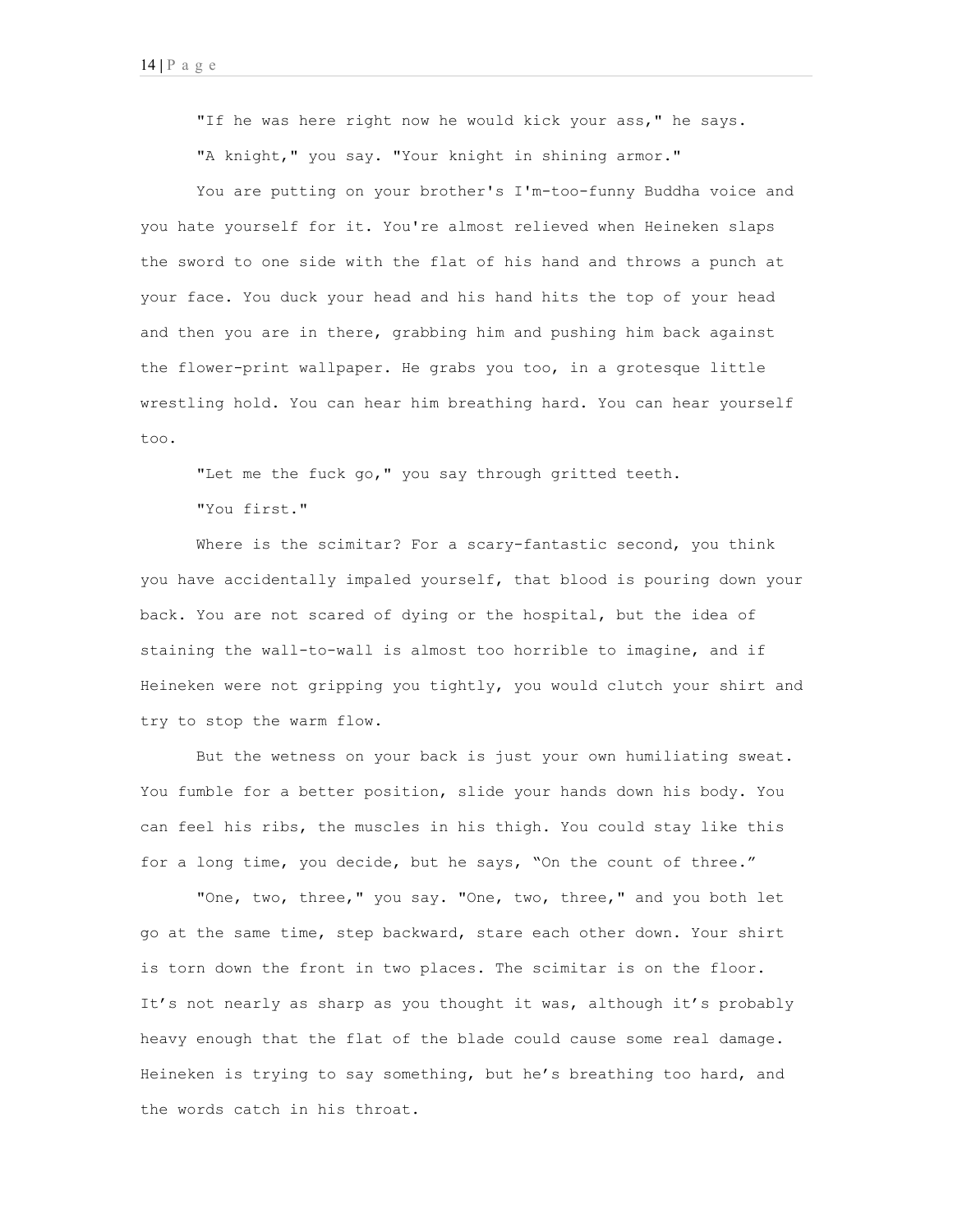"If he was here right now he would kick your ass," he says.

"A knight," you say. "Your knight in shining armor."

You are putting on your brother's I'm-too-funny Buddha voice and you hate yourself for it. You're almost relieved when Heineken slaps the sword to one side with the flat of his hand and throws a punch at your face. You duck your head and his hand hits the top of your head and then you are in there, grabbing him and pushing him back against the flower-print wallpaper. He grabs you too, in a grotesque little wrestling hold. You can hear him breathing hard. You can hear yourself too.

"Let me the fuck go," you say through gritted teeth.

"You first."

Where is the scimitar? For a scary-fantastic second, you think you have accidentally impaled yourself, that blood is pouring down your back. You are not scared of dying or the hospital, but the idea of staining the wall-to-wall is almost too horrible to imagine, and if Heineken were not gripping you tightly, you would clutch your shirt and try to stop the warm flow.

But the wetness on your back is just your own humiliating sweat. You fumble for a better position, slide your hands down his body. You can feel his ribs, the muscles in his thigh. You could stay like this for a long time, you decide, but he says, "On the count of three."

"One, two, three," you say. "One, two, three," and you both let go at the same time, step backward, stare each other down. Your shirt is torn down the front in two places. The scimitar is on the floor. It's not nearly as sharp as you thought it was, although it's probably heavy enough that the flat of the blade could cause some real damage. Heineken is trying to say something, but he's breathing too hard, and the words catch in his throat.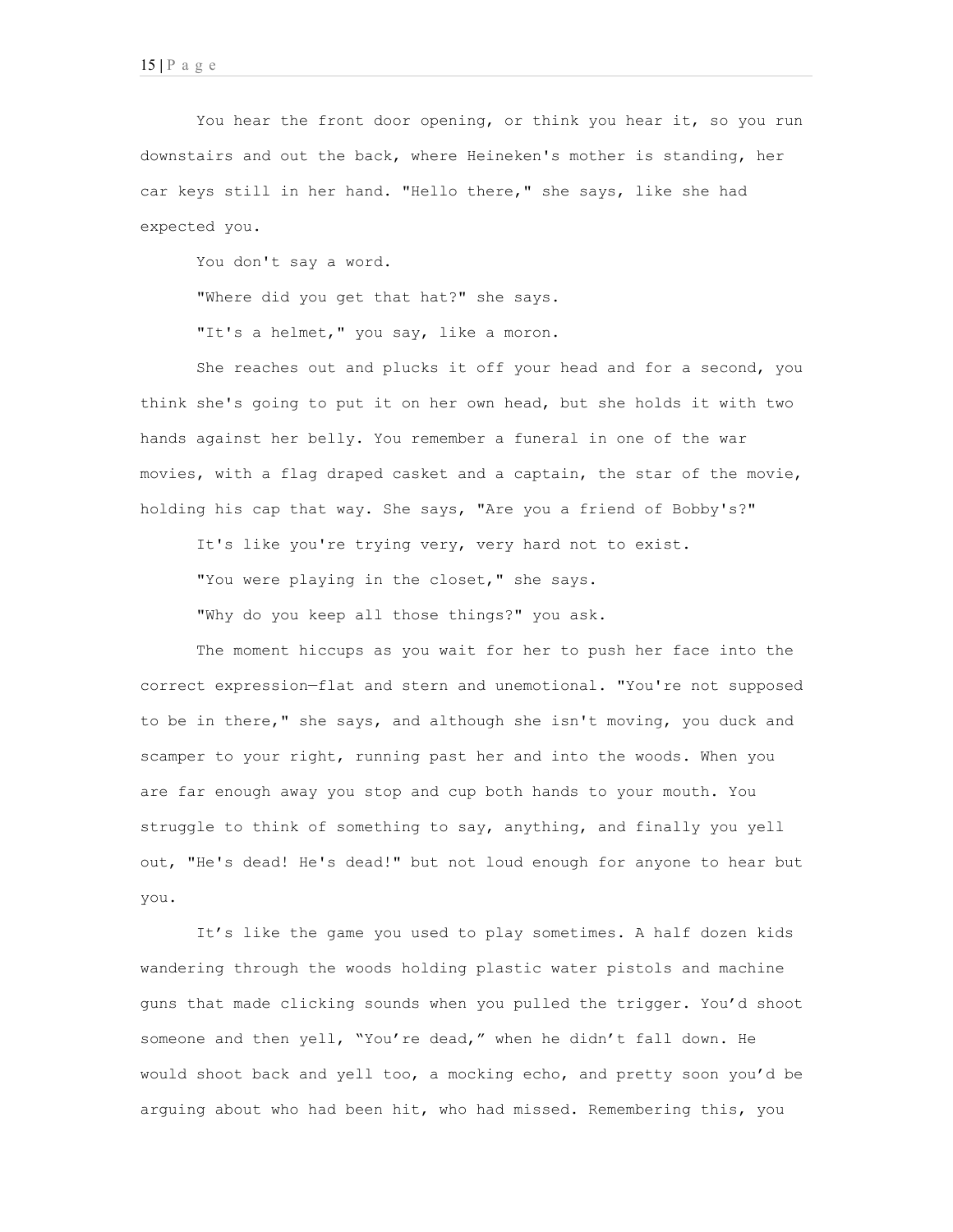You hear the front door opening, or think you hear it, so you run downstairs and out the back, where Heineken's mother is standing, her car keys still in her hand. "Hello there," she says, like she had expected you.

You don't say a word.

"Where did you get that hat?" she says.

"It's a helmet," you say, like a moron.

She reaches out and plucks it off your head and for a second, you think she's going to put it on her own head, but she holds it with two hands against her belly. You remember a funeral in one of the war movies, with a flag draped casket and a captain, the star of the movie, holding his cap that way. She says, "Are you a friend of Bobby's?"

It's like you're trying very, very hard not to exist.

"You were playing in the closet," she says.

"Why do you keep all those things?" you ask.

The moment hiccups as you wait for her to push her face into the correct expression—flat and stern and unemotional. "You're not supposed to be in there," she says, and although she isn't moving, you duck and scamper to your right, running past her and into the woods. When you are far enough away you stop and cup both hands to your mouth. You struggle to think of something to say, anything, and finally you yell out, "He's dead! He's dead!" but not loud enough for anyone to hear but you.

It's like the game you used to play sometimes. A half dozen kids wandering through the woods holding plastic water pistols and machine guns that made clicking sounds when you pulled the trigger. You'd shoot someone and then yell, "You're dead," when he didn't fall down. He would shoot back and yell too, a mocking echo, and pretty soon you'd be arguing about who had been hit, who had missed. Remembering this, you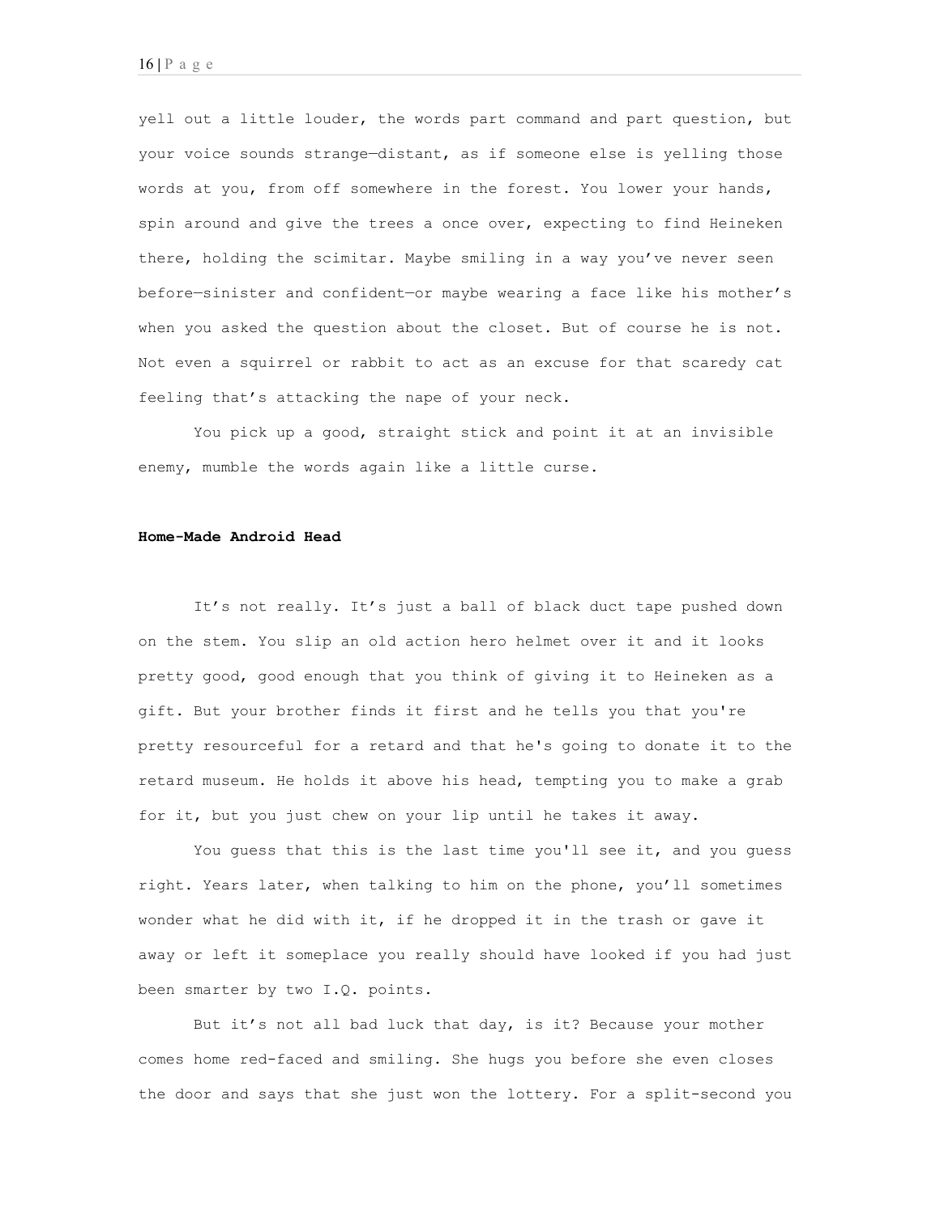yell out a little louder, the words part command and part question, but your voice sounds strange—distant, as if someone else is yelling those words at you, from off somewhere in the forest. You lower your hands, spin around and give the trees a once over, expecting to find Heineken there, holding the scimitar. Maybe smiling in a way you've never seen before—sinister and confident—or maybe wearing a face like his mother's when you asked the question about the closet. But of course he is not. Not even a squirrel or rabbit to act as an excuse for that scaredy cat feeling that's attacking the nape of your neck.

You pick up a good, straight stick and point it at an invisible enemy, mumble the words again like a little curse.

**Home-Made Android Head**

It's not really. It's just a ball of black duct tape pushed down on the stem. You slip an old action hero helmet over it and it looks pretty good, good enough that you think of giving it to Heineken as a gift. But your brother finds it first and he tells you that you're pretty resourceful for a retard and that he's going to donate it to the retard museum. He holds it above his head, tempting you to make a grab for it, but you just chew on your lip until he takes it away.

You guess that this is the last time you'll see it, and you guess right. Years later, when talking to him on the phone, you'll sometimes wonder what he did with it, if he dropped it in the trash or gave it away or left it someplace you really should have looked if you had just been smarter by two I.Q. points.

But it's not all bad luck that day, is it? Because your mother comes home red-faced and smiling. She hugs you before she even closes the door and says that she just won the lottery. For a split-second you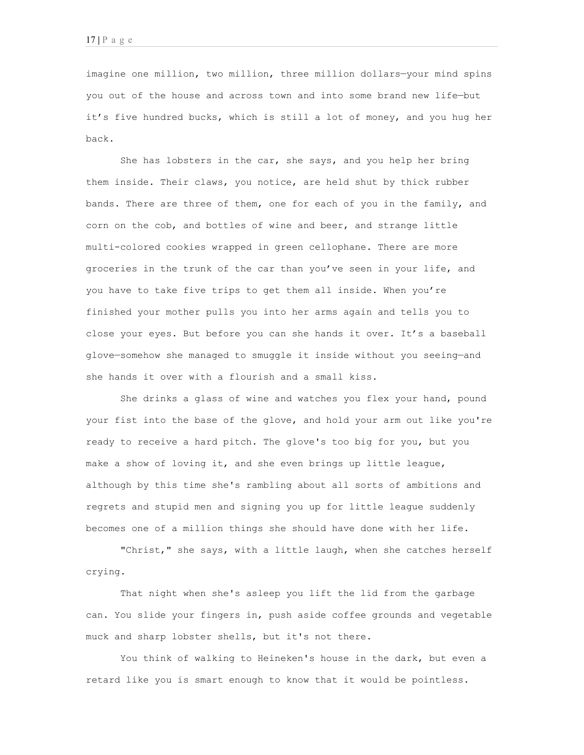imagine one million, two million, three million dollars—your mind spins you out of the house and across town and into some brand new life—but it's five hundred bucks, which is still a lot of money, and you hug her back.

She has lobsters in the car, she says, and you help her bring them inside. Their claws, you notice, are held shut by thick rubber bands. There are three of them, one for each of you in the family, and corn on the cob, and bottles of wine and beer, and strange little multi-colored cookies wrapped in green cellophane. There are more groceries in the trunk of the car than you've seen in your life, and you have to take five trips to get them all inside. When you're finished your mother pulls you into her arms again and tells you to close your eyes. But before you can she hands it over. It's a baseball glove—somehow she managed to smuggle it inside without you seeing—and she hands it over with a flourish and a small kiss.

She drinks a glass of wine and watches you flex your hand, pound your fist into the base of the glove, and hold your arm out like you're ready to receive a hard pitch. The glove's too big for you, but you make a show of loving it, and she even brings up little league, although by this time she's rambling about all sorts of ambitions and regrets and stupid men and signing you up for little league suddenly becomes one of a million things she should have done with her life.

"Christ," she says, with a little laugh, when she catches herself crying.

That night when she's asleep you lift the lid from the garbage can. You slide your fingers in, push aside coffee grounds and vegetable muck and sharp lobster shells, but it's not there.

You think of walking to Heineken's house in the dark, but even a retard like you is smart enough to know that it would be pointless.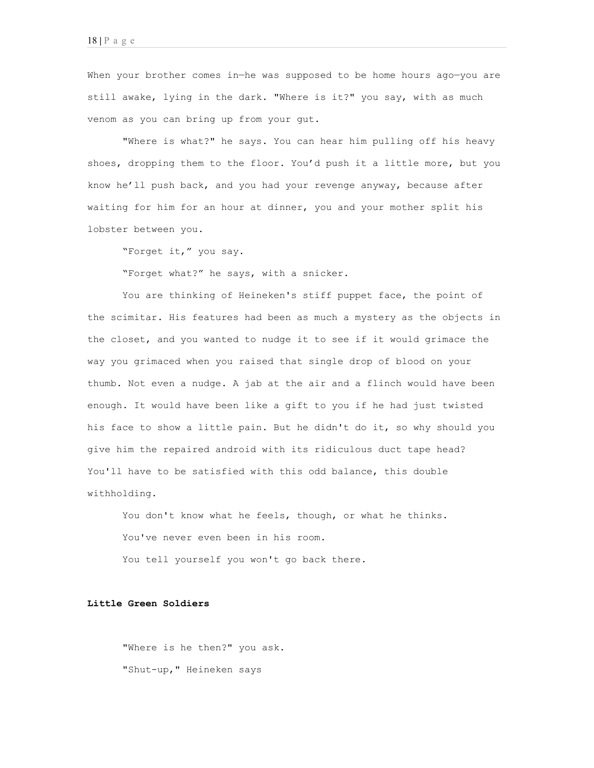When your brother comes in—he was supposed to be home hours ago—you are still awake, lying in the dark. "Where is it?" you say, with as much venom as you can bring up from your gut.

"Where is what?" he says. You can hear him pulling off his heavy shoes, dropping them to the floor. You'd push it a little more, but you know he'll push back, and you had your revenge anyway, because after waiting for him for an hour at dinner, you and your mother split his lobster between you.

"Forget it," you say.

"Forget what?" he says, with a snicker.

You are thinking of Heineken's stiff puppet face, the point of the scimitar. His features had been as much a mystery as the objects in the closet, and you wanted to nudge it to see if it would grimace the way you grimaced when you raised that single drop of blood on your thumb. Not even a nudge. A jab at the air and a flinch would have been enough. It would have been like a gift to you if he had just twisted his face to show a little pain. But he didn't do it, so why should you give him the repaired android with its ridiculous duct tape head? You'll have to be satisfied with this odd balance, this double withholding.

You don't know what he feels, though, or what he thinks.

You've never even been in his room.

You tell yourself you won't go back there.

**Little Green Soldiers**

"Where is he then?" you ask.

"Shut-up," Heineken says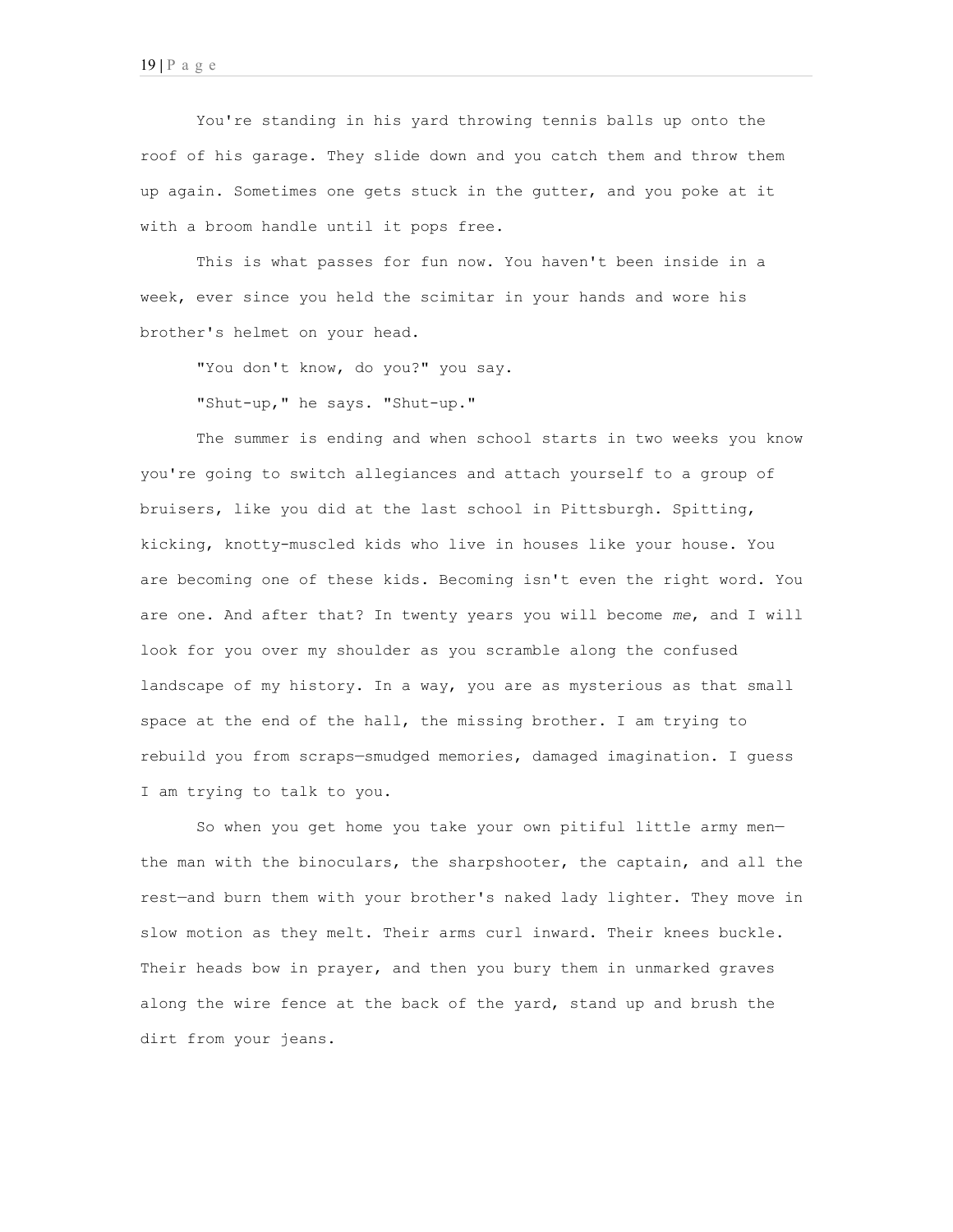You're standing in his yard throwing tennis balls up onto the roof of his garage. They slide down and you catch them and throw them up again. Sometimes one gets stuck in the gutter, and you poke at it with a broom handle until it pops free.

This is what passes for fun now. You haven't been inside in a week, ever since you held the scimitar in your hands and wore his brother's helmet on your head.

"You don't know, do you?" you say.

"Shut-up," he says. "Shut-up."

The summer is ending and when school starts in two weeks you know you're going to switch allegiances and attach yourself to a group of bruisers, like you did at the last school in Pittsburgh. Spitting, kicking, knotty-muscled kids who live in houses like your house. You are becoming one of these kids. Becoming isn't even the right word. You are one. And after that? In twenty years you will become *me*, and I will look for you over my shoulder as you scramble along the confused landscape of my history. In a way, you are as mysterious as that small space at the end of the hall, the missing brother. I am trying to rebuild you from scraps—smudged memories, damaged imagination. I guess I am trying to talk to you.

So when you get home you take your own pitiful little army men—the man with the binoculars, the sharpshooter, the captain, and all the rest—and burn them with your brother's naked lady lighter. They move in slow motion as they melt. Their arms curl inward. Their knees buckle. Their heads bow in prayer, and then you bury them in unmarked graves along the wire fence at the back of the yard, stand up and brush the dirt from your jeans.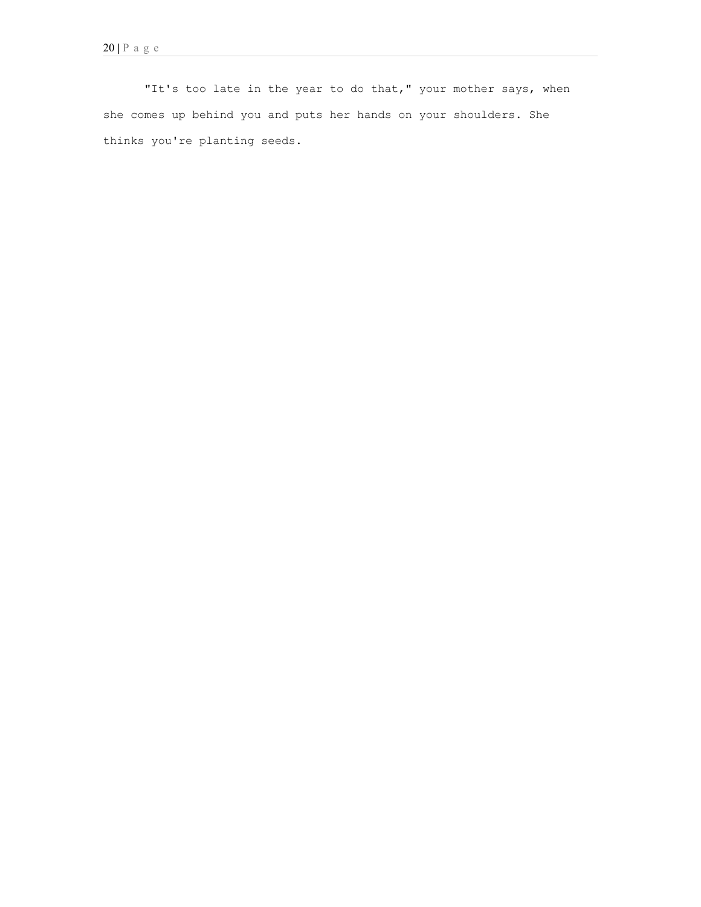"It's too late in the year to do that," your mother says, when she comes up behind you and puts her hands on your shoulders. She thinks you're planting seeds.